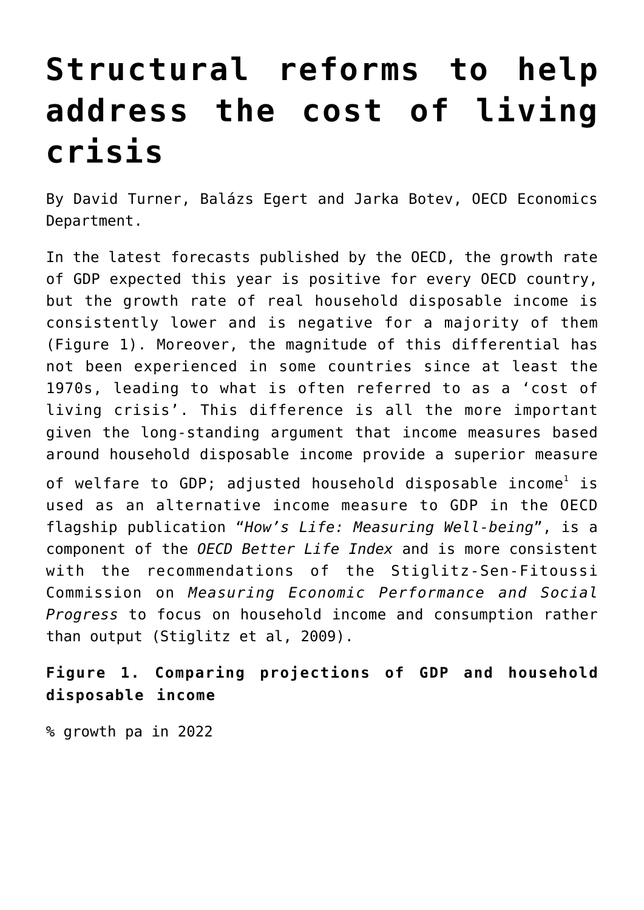# Structural reforms to help address the cost of living crisis

By David Turner, Balázs Egert and Jarka Botev, OECD Economics Department.

In the latest forecasts published by the OECD, the growth rate of GDP expected this year is positive for every OECD country, but the growth rate of real household disposable income is consistently lower and is negative for a majority of them (Figure 1). Moreover, the magnitude of this differential has not been experienced in some countries since at least the 1970s, leading to what is often referred to as a 'cost of living crisis'. This difference is all the more important given the long-standing argument that income measures based around household disposable income provide a superior measure of welfare to GDP; adjusted household disposable income[1] is used as an alternative income measure to GDP in the OECD flagship publication "*How's Life: Measuring Well-being*", is a component of the *OECD Better Life Index* and is more consistent with the recommendations of the Stiglitz-Sen-Fitoussi Commission on *Measuring Economic Performance and Social Progress* to focus on household income and consumption rather than output (Stiglitz et al, 2009).

**Figure 1. Comparing projections of GDP and household disposable income**

% growth pa in 2022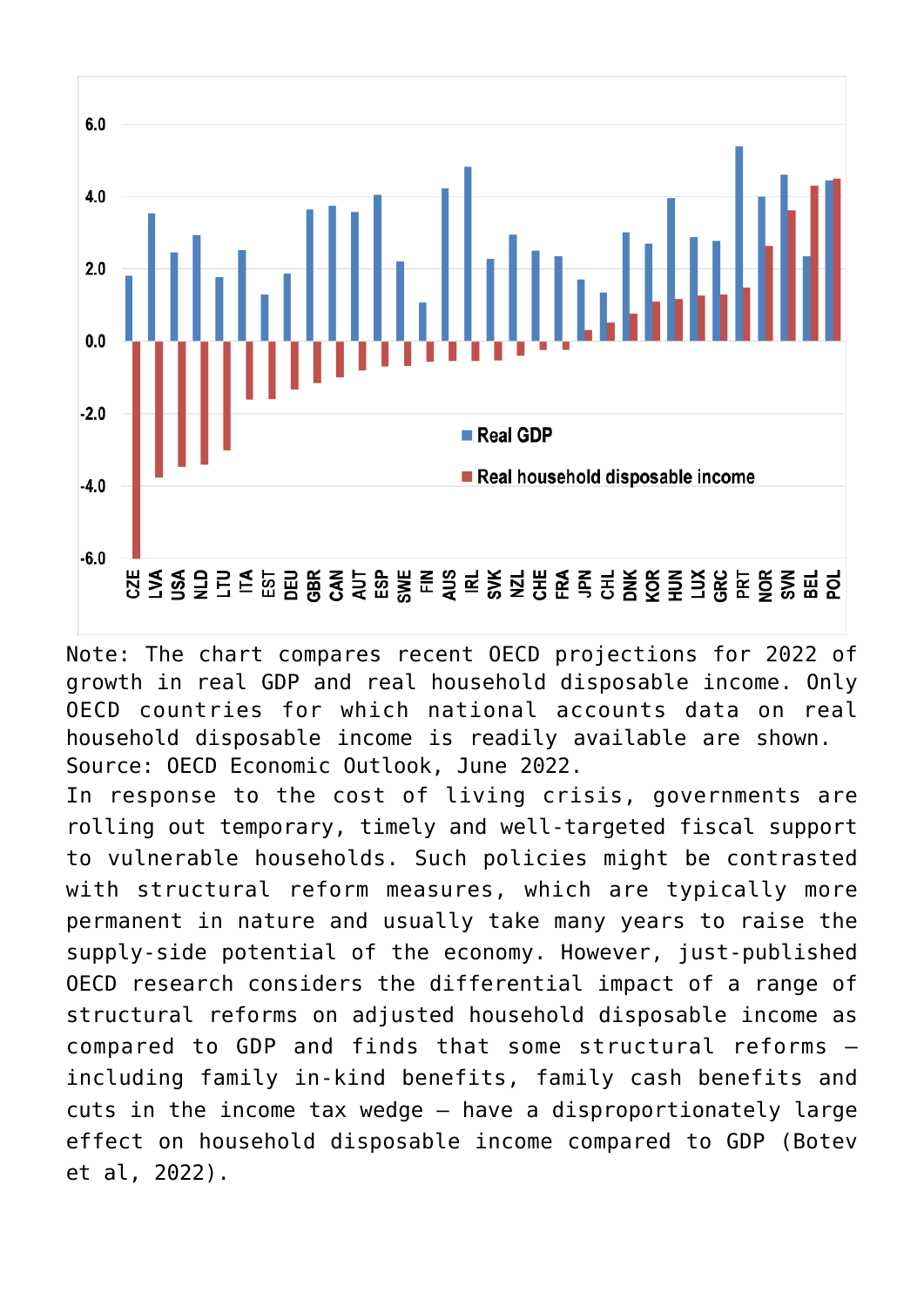Note: The chart compares recent OECD projections for 2022 of growth in real GDP and real household disposable income. Only OECD countries for which national accounts data on real household disposable income is readily available are shown.

Source: OECD Economic Outlook, June 2022.

In response to the cost of living crisis, governments are rolling out temporary, timely and well-targeted fiscal support to vulnerable households. Such policies might be contrasted with structural reform measures, which are typically more permanent in nature and usually take many years to raise the supply-side potential of the economy. However, just-published OECD research considers the differential impact of a range of structural reforms on adjusted household disposable income as compared to GDP and finds that some structural reforms – including family in-kind benefits, family cash benefits and cuts in the income tax wedge – have a disproportionately large effect on household disposable income compared to GDP (Botev et al, 2022).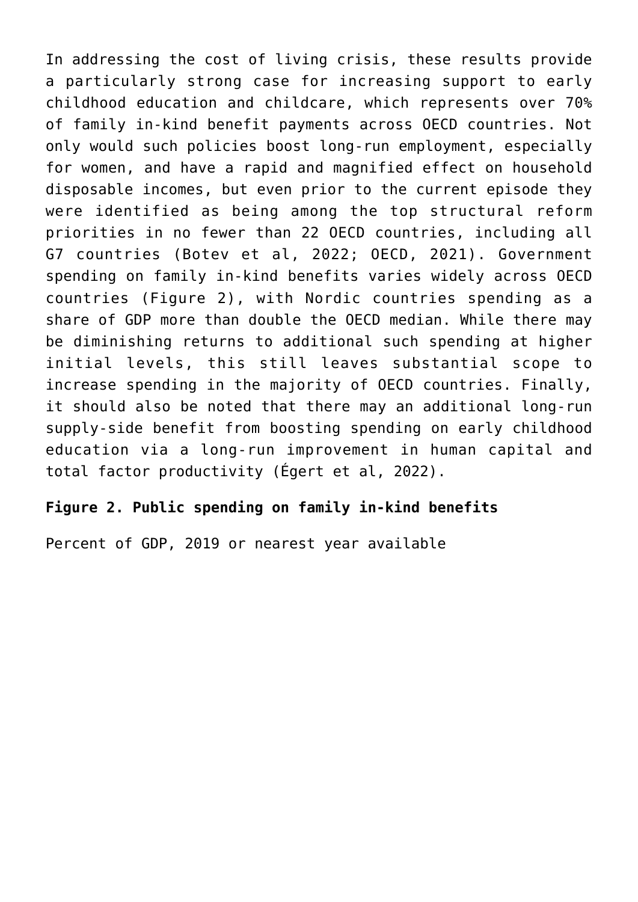In addressing the cost of living crisis, these results provide a particularly strong case for increasing support to early childhood education and childcare, which represents over 70% of family in-kind benefit payments across OECD countries. Not only would such policies boost long-run employment, especially for women, and have a rapid and magnified effect on household disposable incomes, but even prior to the current episode they were identified as being among the top structural reform priorities in no fewer than 22 OECD countries, including all G7 countries (Botev et al, 2022; OECD, 2021). Government spending on family in-kind benefits varies widely across OECD countries (Figure 2), with Nordic countries spending as a share of GDP more than double the OECD median. While there may be diminishing returns to additional such spending at higher initial levels, this still leaves substantial scope to increase spending in the majority of OECD countries. Finally, it should also be noted that there may an additional long-run supply-side benefit from boosting spending on early childhood education via a long-run improvement in human capital and total factor productivity (Égert et al, 2022).

**Figure 2. Public spending on family in-kind benefits**

Percent of GDP, 2019 or nearest year available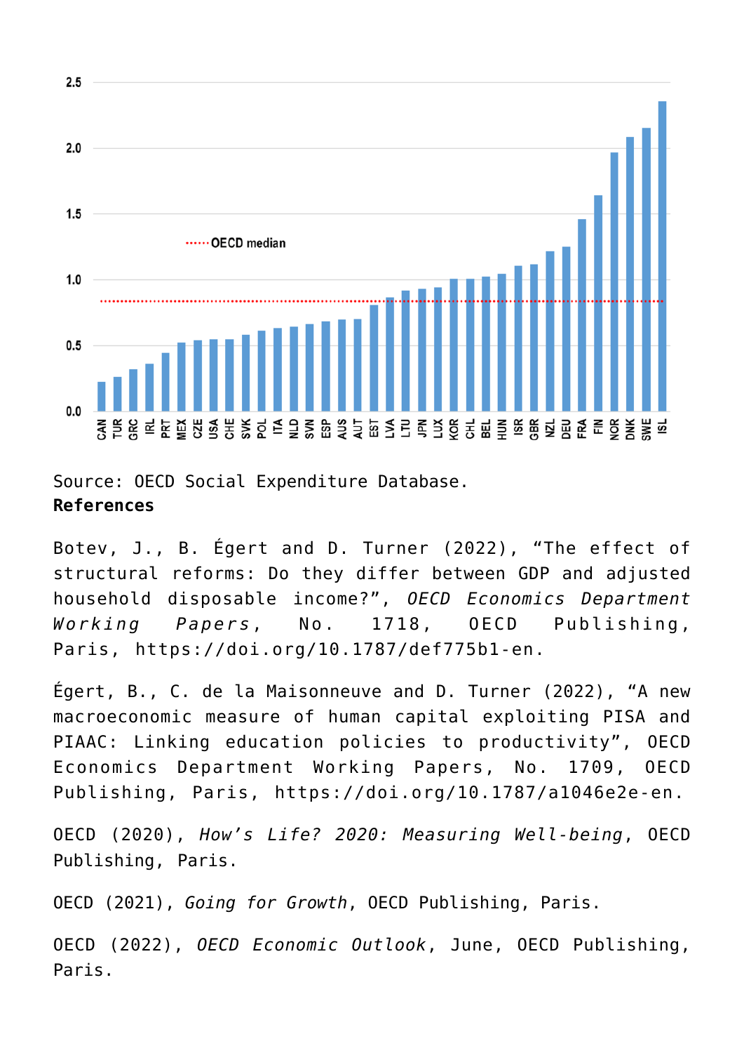Source: OECD Social Expenditure Database.

**References**

Botev, J., B. Égert and D. Turner (2022), "The effect of structural reforms: Do they differ between GDP and adjusted household disposable income?", *OECD Economics Department Working Papers*, No. 1718, OECD Publishing, Paris, https://doi.org/10.1787/def775b1-en.

Égert, B., C. de la Maisonneuve and D. Turner (2022), "A new macroeconomic measure of human capital exploiting PISA and PIAAC: Linking education policies to productivity", OECD Economics Department Working Papers, No. 1709, OECD Publishing, Paris, https://doi.org/10.1787/a1046e2e-en.

OECD (2020), *How's Life? 2020: Measuring Well-being*, OECD Publishing, Paris.

OECD (2021), *Going for Growth*, OECD Publishing, Paris.

OECD (2022), *OECD Economic Outlook*, June, OECD Publishing, Paris.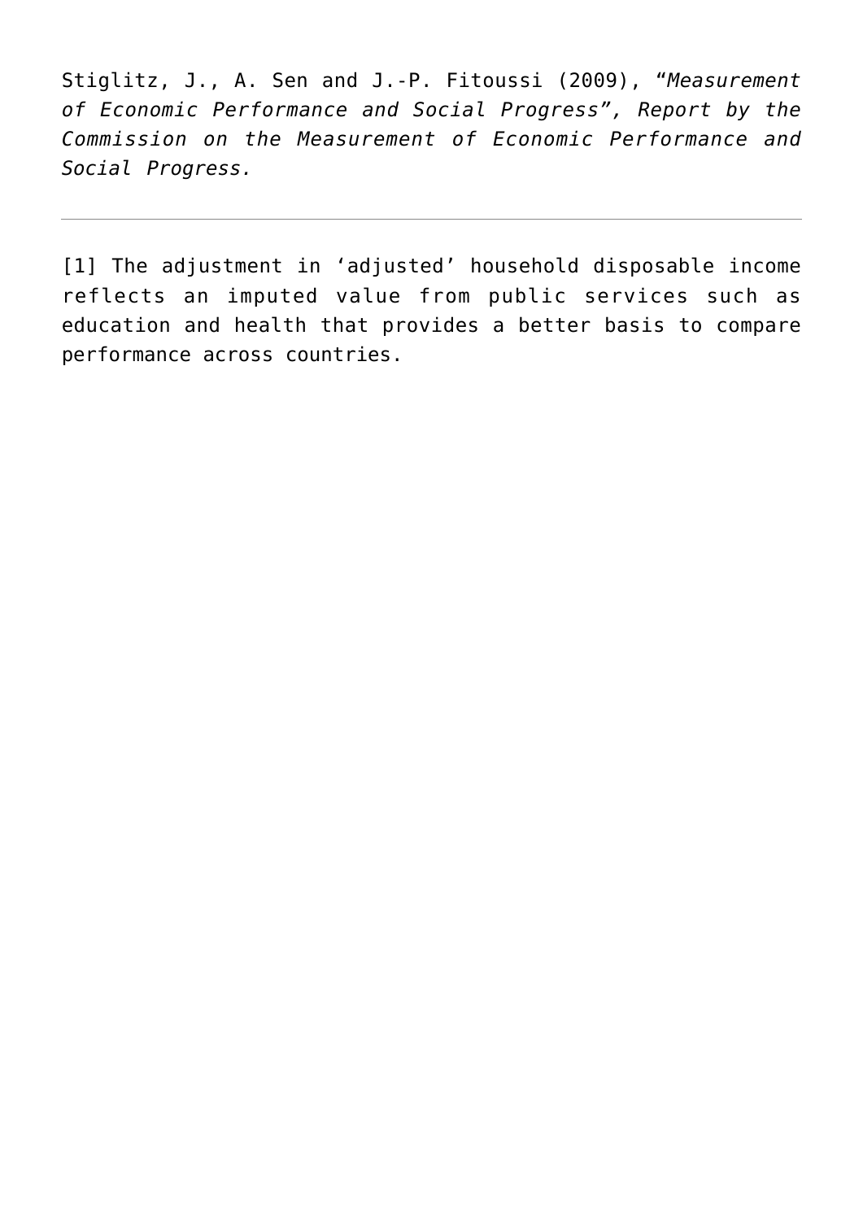Stiglitz, J., A. Sen and J.-P. Fitoussi (2009), “*Measurement of Economic Performance and Social Progress”, Report by the Commission on the Measurement of Economic Performance and Social Progress.*

---

[1] The adjustment in ‘adjusted’ household disposable income reflects an imputed value from public services such as education and health that provides a better basis to compare performance across countries.